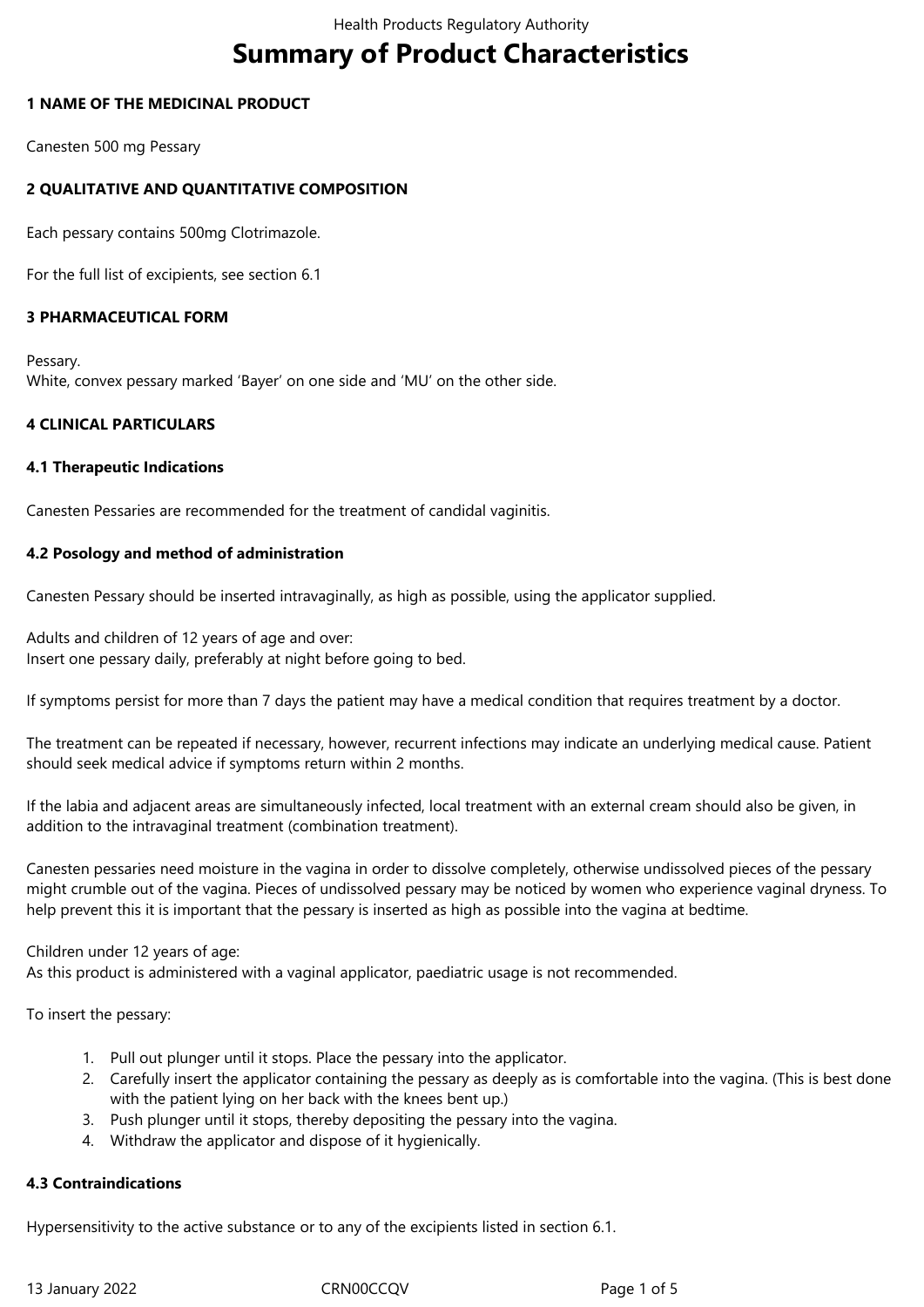# Summary of Product Characteristics

## 1 NAME OF THE MEDICINAL PRODUCT

Canesten 500 mg Pessary

## 2 QUALITATIVE AND QUANTITATIVE COMPOSITION

Each pessary contains 500mg Clotrimazole.

For the full list of excipients, see section 6.1

## 3 PHARMACEUTICAL FORM

Pessary.
White, convex pessary marked 'Bayer' on one side and 'MU' on the other side.

## 4 CLINICAL PARTICULARS

### 4.1 Therapeutic Indications

Canesten Pessaries are recommended for the treatment of candidal vaginitis.

### 4.2 Posology and method of administration

Canesten Pessary should be inserted intravaginally, as high as possible, using the applicator supplied.

Adults and children of 12 years of age and over:
Insert one pessary daily, preferably at night before going to bed.

If symptoms persist for more than 7 days the patient may have a medical condition that requires treatment by a doctor.

The treatment can be repeated if necessary, however, recurrent infections may indicate an underlying medical cause. Patient should seek medical advice if symptoms return within 2 months.

If the labia and adjacent areas are simultaneously infected, local treatment with an external cream should also be given, in addition to the intravaginal treatment (combination treatment).

Canesten pessaries need moisture in the vagina in order to dissolve completely, otherwise undissolved pieces of the pessary might crumble out of the vagina. Pieces of undissolved pessary may be noticed by women who experience vaginal dryness. To help prevent this it is important that the pessary is inserted as high as possible into the vagina at bedtime.

Children under 12 years of age:
As this product is administered with a vaginal applicator, paediatric usage is not recommended.

To insert the pessary:

1. Pull out plunger until it stops. Place the pessary into the applicator.
2. Carefully insert the applicator containing the pessary as deeply as is comfortable into the vagina. (This is best done with the patient lying on her back with the knees bent up.)
3. Push plunger until it stops, thereby depositing the pessary into the vagina.
4. Withdraw the applicator and dispose of it hygienically.

### 4.3 Contraindications

Hypersensitivity to the active substance or to any of the excipients listed in section 6.1.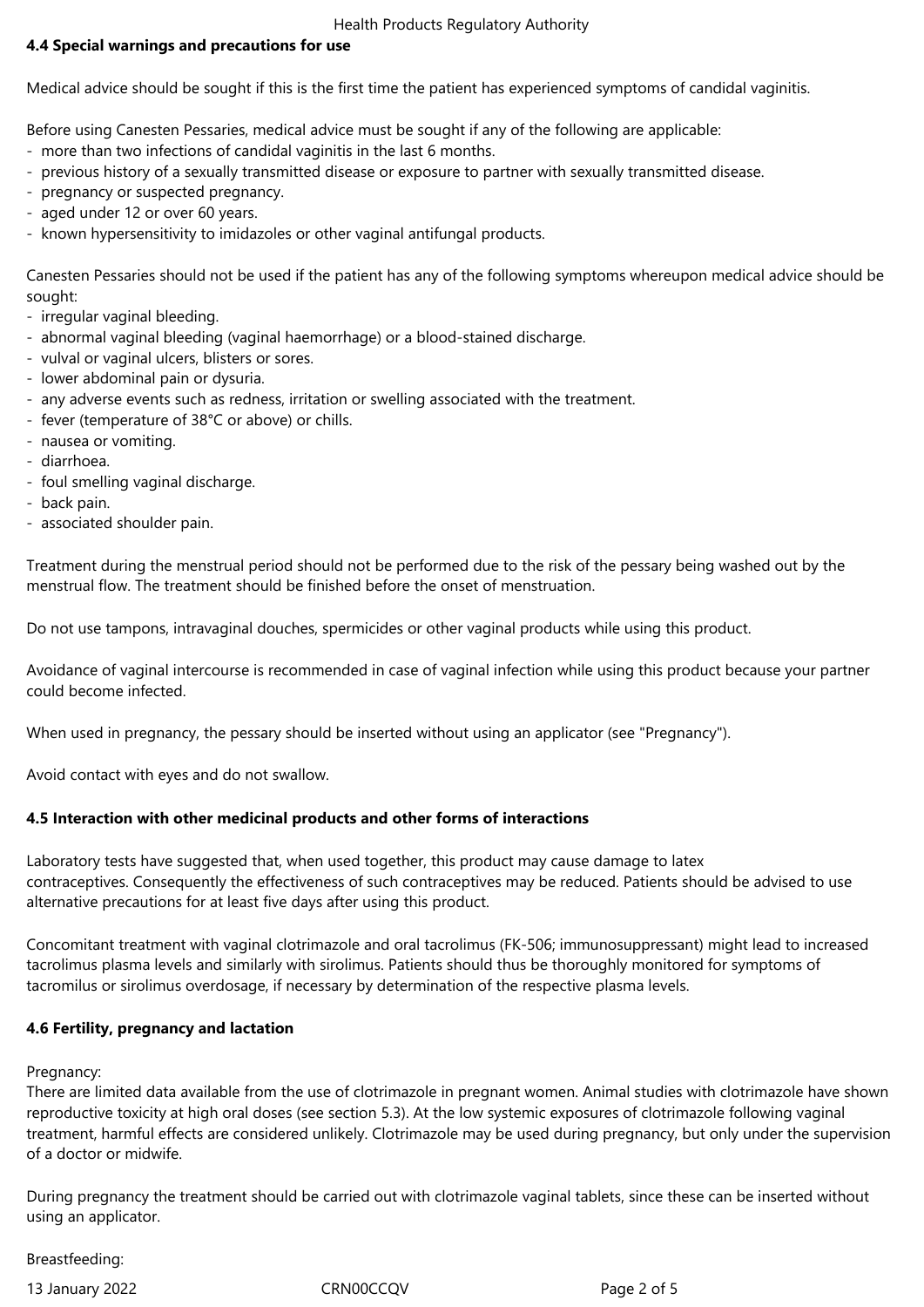### 4.4 Special warnings and precautions for use

Medical advice should be sought if this is the first time the patient has experienced symptoms of candidal vaginitis.

Before using Canesten Pessaries, medical advice must be sought if any of the following are applicable:

- more than two infections of candidal vaginitis in the last 6 months.
- previous history of a sexually transmitted disease or exposure to partner with sexually transmitted disease.
- pregnancy or suspected pregnancy.
- aged under 12 or over 60 years.
- known hypersensitivity to imidazoles or other vaginal antifungal products.

Canesten Pessaries should not be used if the patient has any of the following symptoms whereupon medical advice should be sought:

- irregular vaginal bleeding.
- abnormal vaginal bleeding (vaginal haemorrhage) or a blood-stained discharge.
- vulval or vaginal ulcers, blisters or sores.
- lower abdominal pain or dysuria.
- any adverse events such as redness, irritation or swelling associated with the treatment.
- fever (temperature of 38°C or above) or chills.
- nausea or vomiting.
- diarrhoea.
- foul smelling vaginal discharge.
- back pain.
- associated shoulder pain.

Treatment during the menstrual period should not be performed due to the risk of the pessary being washed out by the menstrual flow. The treatment should be finished before the onset of menstruation.

Do not use tampons, intravaginal douches, spermicides or other vaginal products while using this product.

Avoidance of vaginal intercourse is recommended in case of vaginal infection while using this product because your partner could become infected.

When used in pregnancy, the pessary should be inserted without using an applicator (see "Pregnancy").

Avoid contact with eyes and do not swallow.

### 4.5 Interaction with other medicinal products and other forms of interactions

Laboratory tests have suggested that, when used together, this product may cause damage to latex contraceptives. Consequently the effectiveness of such contraceptives may be reduced. Patients should be advised to use alternative precautions for at least five days after using this product.

Concomitant treatment with vaginal clotrimazole and oral tacrolimus (FK-506; immunosuppressant) might lead to increased tacrolimus plasma levels and similarly with sirolimus. Patients should thus be thoroughly monitored for symptoms of tacromilus or sirolimus overdosage, if necessary by determination of the respective plasma levels.

### 4.6 Fertility, pregnancy and lactation

Pregnancy:

There are limited data available from the use of clotrimazole in pregnant women. Animal studies with clotrimazole have shown reproductive toxicity at high oral doses (see section 5.3). At the low systemic exposures of clotrimazole following vaginal treatment, harmful effects are considered unlikely. Clotrimazole may be used during pregnancy, but only under the supervision of a doctor or midwife.

During pregnancy the treatment should be carried out with clotrimazole vaginal tablets, since these can be inserted without using an applicator.

Breastfeeding: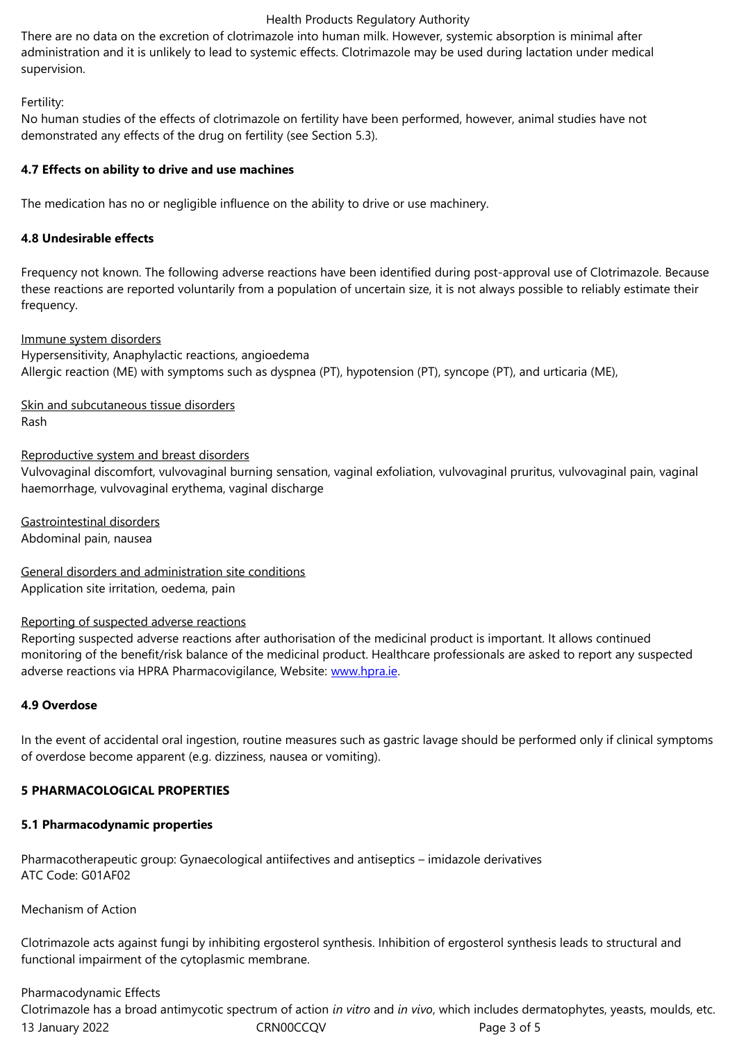There are no data on the excretion of clotrimazole into human milk. However, systemic absorption is minimal after administration and it is unlikely to lead to systemic effects. Clotrimazole may be used during lactation under medical supervision.

Fertility:
No human studies of the effects of clotrimazole on fertility have been performed, however, animal studies have not demonstrated any effects of the drug on fertility (see Section 5.3).

### 4.7 Effects on ability to drive and use machines

The medication has no or negligible influence on the ability to drive or use machinery.

### 4.8 Undesirable effects

Frequency not known. The following adverse reactions have been identified during post-approval use of Clotrimazole. Because these reactions are reported voluntarily from a population of uncertain size, it is not always possible to reliably estimate their frequency.

<u>Immune system disorders</u>
Hypersensitivity, Anaphylactic reactions, angioedema
Allergic reaction (ME) with symptoms such as dyspnea (PT), hypotension (PT), syncope (PT), and urticaria (ME),

<u>Skin and subcutaneous tissue disorders</u>
Rash

<u>Reproductive system and breast disorders</u>
Vulvovaginal discomfort, vulvovaginal burning sensation, vaginal exfoliation, vulvovaginal pruritus, vulvovaginal pain, vaginal haemorrhage, vulvovaginal erythema, vaginal discharge

<u>Gastrointestinal disorders</u>
Abdominal pain, nausea

<u>General disorders and administration site conditions</u>
Application site irritation, oedema, pain

<u>Reporting of suspected adverse reactions</u>
Reporting suspected adverse reactions after authorisation of the medicinal product is important. It allows continued monitoring of the benefit/risk balance of the medicinal product. Healthcare professionals are asked to report any suspected adverse reactions via HPRA Pharmacovigilance, Website: www.hpra.ie.

### 4.9 Overdose

In the event of accidental oral ingestion, routine measures such as gastric lavage should be performed only if clinical symptoms of overdose become apparent (e.g. dizziness, nausea or vomiting).

## 5 PHARMACOLOGICAL PROPERTIES

### 5.1 Pharmacodynamic properties

Pharmacotherapeutic group: Gynaecological antiifectives and antiseptics – imidazole derivatives
ATC Code: G01AF02

Mechanism of Action

Clotrimazole acts against fungi by inhibiting ergosterol synthesis. Inhibition of ergosterol synthesis leads to structural and functional impairment of the cytoplasmic membrane.

Pharmacodynamic Effects
Clotrimazole has a broad antimycotic spectrum of action *in vitro* and *in vivo*, which includes dermatophytes, yeasts, moulds, etc.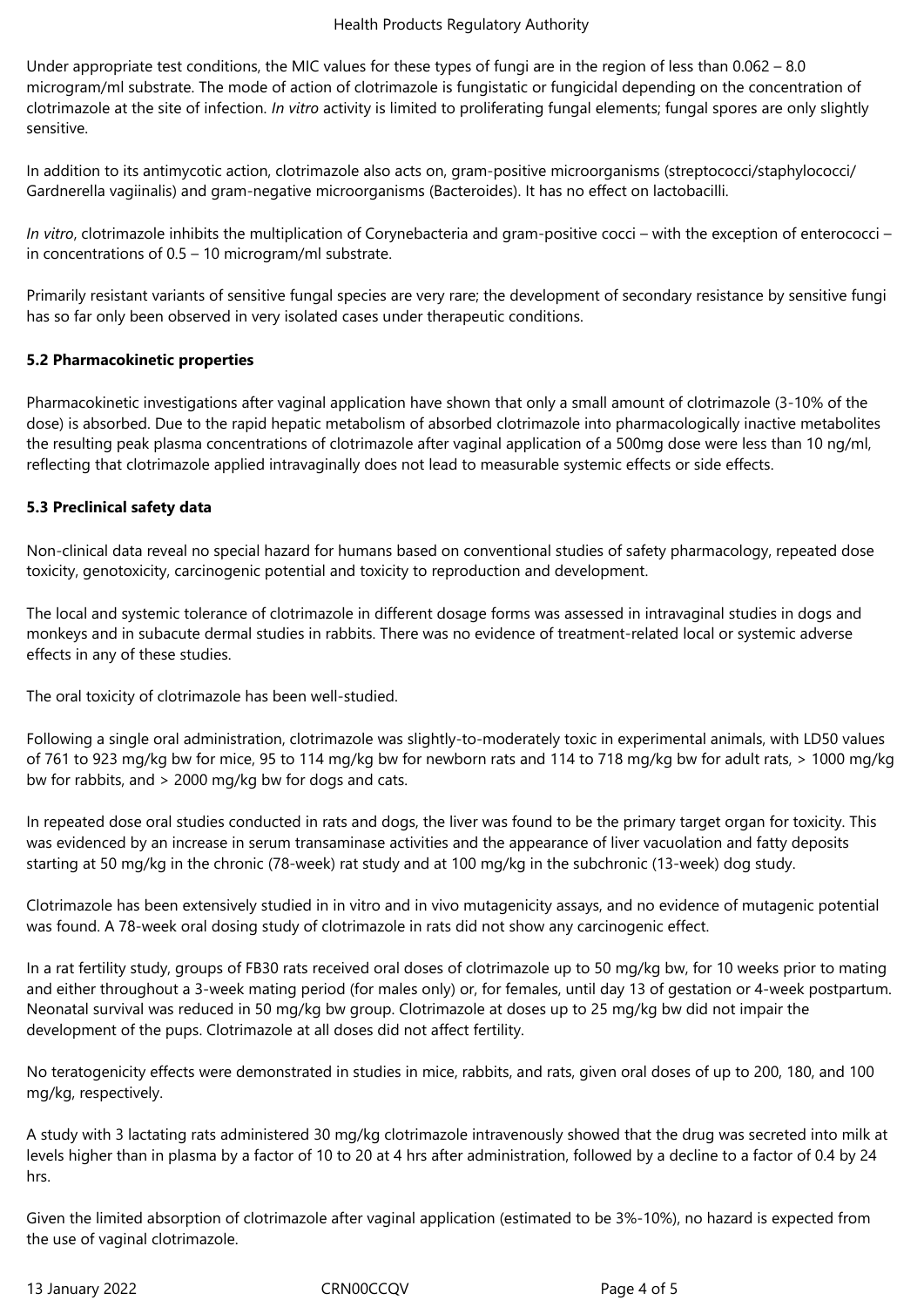Under appropriate test conditions, the MIC values for these types of fungi are in the region of less than 0.062 – 8.0 microgram/ml substrate. The mode of action of clotrimazole is fungistatic or fungicidal depending on the concentration of clotrimazole at the site of infection. *In vitro* activity is limited to proliferating fungal elements; fungal spores are only slightly sensitive.

In addition to its antimycotic action, clotrimazole also acts on, gram-positive microorganisms (streptococci/staphylococci/ Gardnerella vagiinalis) and gram-negative microorganisms (Bacteroides). It has no effect on lactobacilli.

*In vitro*, clotrimazole inhibits the multiplication of Corynebacteria and gram-positive cocci – with the exception of enterococci – in concentrations of 0.5 – 10 microgram/ml substrate.

Primarily resistant variants of sensitive fungal species are very rare; the development of secondary resistance by sensitive fungi has so far only been observed in very isolated cases under therapeutic conditions.

**5.2 Pharmacokinetic properties**

Pharmacokinetic investigations after vaginal application have shown that only a small amount of clotrimazole (3-10% of the dose) is absorbed. Due to the rapid hepatic metabolism of absorbed clotrimazole into pharmacologically inactive metabolites the resulting peak plasma concentrations of clotrimazole after vaginal application of a 500mg dose were less than 10 ng/ml, reflecting that clotrimazole applied intravaginally does not lead to measurable systemic effects or side effects.

**5.3 Preclinical safety data**

Non-clinical data reveal no special hazard for humans based on conventional studies of safety pharmacology, repeated dose toxicity, genotoxicity, carcinogenic potential and toxicity to reproduction and development.

The local and systemic tolerance of clotrimazole in different dosage forms was assessed in intravaginal studies in dogs and monkeys and in subacute dermal studies in rabbits. There was no evidence of treatment-related local or systemic adverse effects in any of these studies.

The oral toxicity of clotrimazole has been well-studied.

Following a single oral administration, clotrimazole was slightly-to-moderately toxic in experimental animals, with LD50 values of 761 to 923 mg/kg bw for mice, 95 to 114 mg/kg bw for newborn rats and 114 to 718 mg/kg bw for adult rats, > 1000 mg/kg bw for rabbits, and > 2000 mg/kg bw for dogs and cats.

In repeated dose oral studies conducted in rats and dogs, the liver was found to be the primary target organ for toxicity. This was evidenced by an increase in serum transaminase activities and the appearance of liver vacuolation and fatty deposits starting at 50 mg/kg in the chronic (78-week) rat study and at 100 mg/kg in the subchronic (13-week) dog study.

Clotrimazole has been extensively studied in in vitro and in vivo mutagenicity assays, and no evidence of mutagenic potential was found. A 78-week oral dosing study of clotrimazole in rats did not show any carcinogenic effect.

In a rat fertility study, groups of FB30 rats received oral doses of clotrimazole up to 50 mg/kg bw, for 10 weeks prior to mating and either throughout a 3-week mating period (for males only) or, for females, until day 13 of gestation or 4-week postpartum. Neonatal survival was reduced in 50 mg/kg bw group. Clotrimazole at doses up to 25 mg/kg bw did not impair the development of the pups. Clotrimazole at all doses did not affect fertility.

No teratogenicity effects were demonstrated in studies in mice, rabbits, and rats, given oral doses of up to 200, 180, and 100 mg/kg, respectively.

A study with 3 lactating rats administered 30 mg/kg clotrimazole intravenously showed that the drug was secreted into milk at levels higher than in plasma by a factor of 10 to 20 at 4 hrs after administration, followed by a decline to a factor of 0.4 by 24 hrs.

Given the limited absorption of clotrimazole after vaginal application (estimated to be 3%-10%), no hazard is expected from the use of vaginal clotrimazole.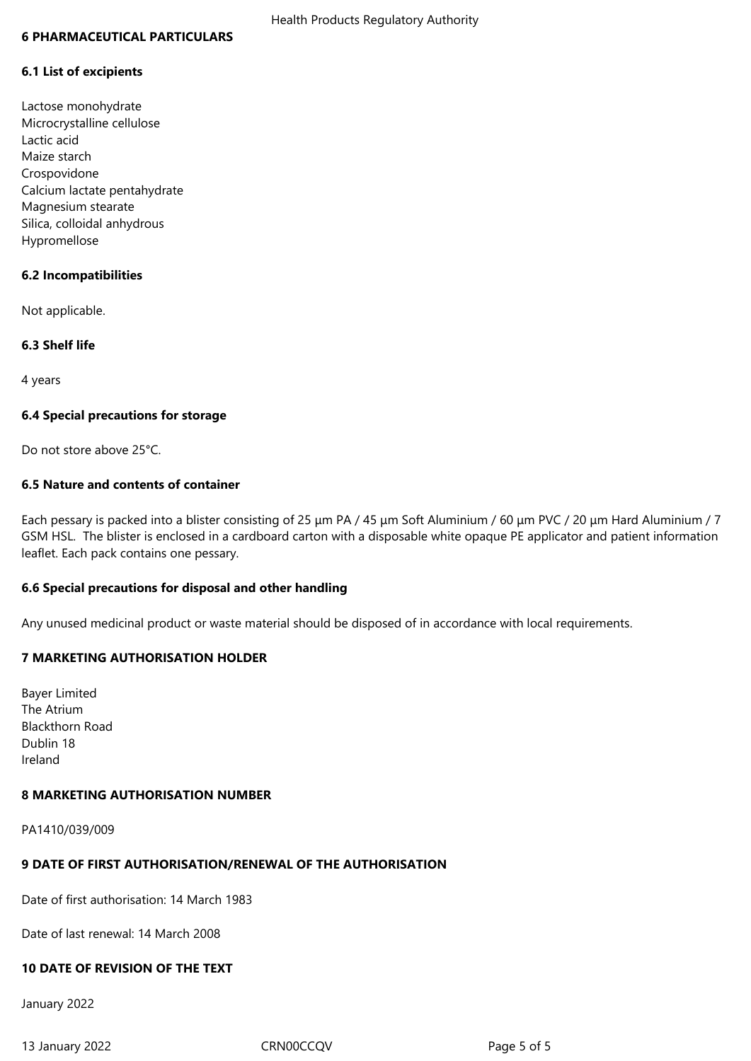## 6 PHARMACEUTICAL PARTICULARS

### 6.1 List of excipients

Lactose monohydrate
Microcrystalline cellulose
Lactic acid
Maize starch
Crospovidone
Calcium lactate pentahydrate
Magnesium stearate
Silica, colloidal anhydrous
Hypromellose

### 6.2 Incompatibilities

Not applicable.

### 6.3 Shelf life

4 years

### 6.4 Special precautions for storage

Do not store above 25°C.

### 6.5 Nature and contents of container

Each pessary is packed into a blister consisting of 25 µm PA / 45 µm Soft Aluminium / 60 µm PVC / 20 µm Hard Aluminium / 7 GSM HSL. The blister is enclosed in a cardboard carton with a disposable white opaque PE applicator and patient information leaflet. Each pack contains one pessary.

### 6.6 Special precautions for disposal and other handling

Any unused medicinal product or waste material should be disposed of in accordance with local requirements.

## 7 MARKETING AUTHORISATION HOLDER

Bayer Limited
The Atrium
Blackthorn Road
Dublin 18
Ireland

## 8 MARKETING AUTHORISATION NUMBER

PA1410/039/009

## 9 DATE OF FIRST AUTHORISATION/RENEWAL OF THE AUTHORISATION

Date of first authorisation: 14 March 1983

Date of last renewal: 14 March 2008

## 10 DATE OF REVISION OF THE TEXT

January 2022